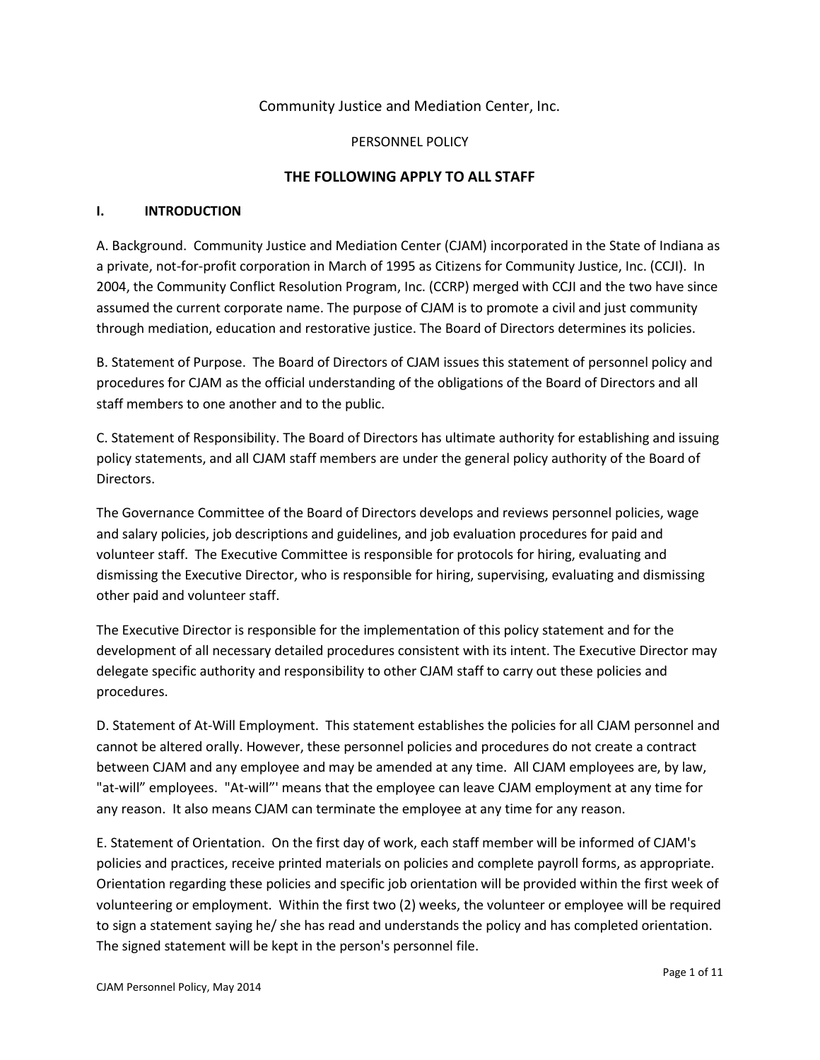Community Justice and Mediation Center, Inc.

PERSONNEL POLICY

## THE FOLLOWING APPLY TO ALL STAFF

### I. INTRODUCTION

A. Background. Community Justice and Mediation Center (CJAM) incorporated in the State of Indiana as a private, not-for-profit corporation in March of 1995 as Citizens for Community Justice, Inc. (CCJI). In 2004, the Community Conflict Resolution Program, Inc. (CCRP) merged with CCJI and the two have since assumed the current corporate name. The purpose of CJAM is to promote a civil and just community through mediation, education and restorative justice. The Board of Directors determines its policies.

B. Statement of Purpose. The Board of Directors of CJAM issues this statement of personnel policy and procedures for CJAM as the official understanding of the obligations of the Board of Directors and all staff members to one another and to the public.

C. Statement of Responsibility. The Board of Directors has ultimate authority for establishing and issuing policy statements, and all CJAM staff members are under the general policy authority of the Board of Directors.

The Governance Committee of the Board of Directors develops and reviews personnel policies, wage and salary policies, job descriptions and guidelines, and job evaluation procedures for paid and volunteer staff. The Executive Committee is responsible for protocols for hiring, evaluating and dismissing the Executive Director, who is responsible for hiring, supervising, evaluating and dismissing other paid and volunteer staff.

The Executive Director is responsible for the implementation of this policy statement and for the development of all necessary detailed procedures consistent with its intent. The Executive Director may delegate specific authority and responsibility to other CJAM staff to carry out these policies and procedures.

D. Statement of At-Will Employment. This statement establishes the policies for all CJAM personnel and cannot be altered orally. However, these personnel policies and procedures do not create a contract between CJAM and any employee and may be amended at any time. All CJAM employees are, by law, "at-will" employees. "At-will"' means that the employee can leave CJAM employment at any time for any reason. It also means CJAM can terminate the employee at any time for any reason.

E. Statement of Orientation. On the first day of work, each staff member will be informed of CJAM's policies and practices, receive printed materials on policies and complete payroll forms, as appropriate. Orientation regarding these policies and specific job orientation will be provided within the first week of volunteering or employment. Within the first two (2) weeks, the volunteer or employee will be required to sign a statement saying he/ she has read and understands the policy and has completed orientation. The signed statement will be kept in the person's personnel file.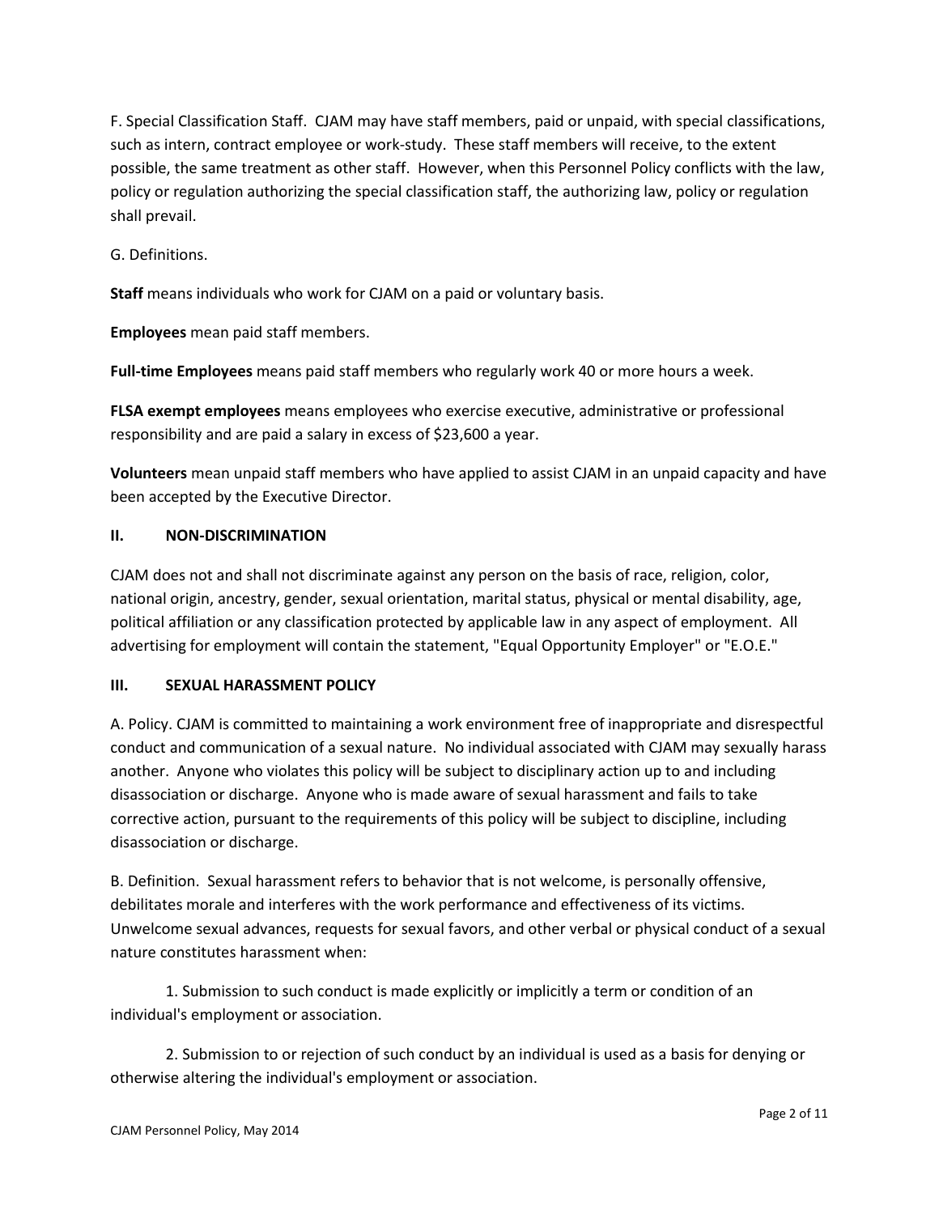F. Special Classification Staff. CJAM may have staff members, paid or unpaid, with special classifications, such as intern, contract employee or work-study. These staff members will receive, to the extent possible, the same treatment as other staff. However, when this Personnel Policy conflicts with the law, policy or regulation authorizing the special classification staff, the authorizing law, policy or regulation shall prevail.

G. Definitions.

**Staff** means individuals who work for CJAM on a paid or voluntary basis.

**Employees** mean paid staff members.

**Full-time Employees** means paid staff members who regularly work 40 or more hours a week.

**FLSA exempt employees** means employees who exercise executive, administrative or professional responsibility and are paid a salary in excess of $23,600 a year.

**Volunteers** mean unpaid staff members who have applied to assist CJAM in an unpaid capacity and have been accepted by the Executive Director.

## II. NON-DISCRIMINATION

CJAM does not and shall not discriminate against any person on the basis of race, religion, color, national origin, ancestry, gender, sexual orientation, marital status, physical or mental disability, age, political affiliation or any classification protected by applicable law in any aspect of employment. All advertising for employment will contain the statement, "Equal Opportunity Employer" or "E.O.E."

## III. SEXUAL HARASSMENT POLICY

A. Policy. CJAM is committed to maintaining a work environment free of inappropriate and disrespectful conduct and communication of a sexual nature. No individual associated with CJAM may sexually harass another. Anyone who violates this policy will be subject to disciplinary action up to and including disassociation or discharge. Anyone who is made aware of sexual harassment and fails to take corrective action, pursuant to the requirements of this policy will be subject to discipline, including disassociation or discharge.

B. Definition. Sexual harassment refers to behavior that is not welcome, is personally offensive, debilitates morale and interferes with the work performance and effectiveness of its victims. Unwelcome sexual advances, requests for sexual favors, and other verbal or physical conduct of a sexual nature constitutes harassment when:

1. Submission to such conduct is made explicitly or implicitly a term or condition of an individual's employment or association.

2. Submission to or rejection of such conduct by an individual is used as a basis for denying or otherwise altering the individual's employment or association.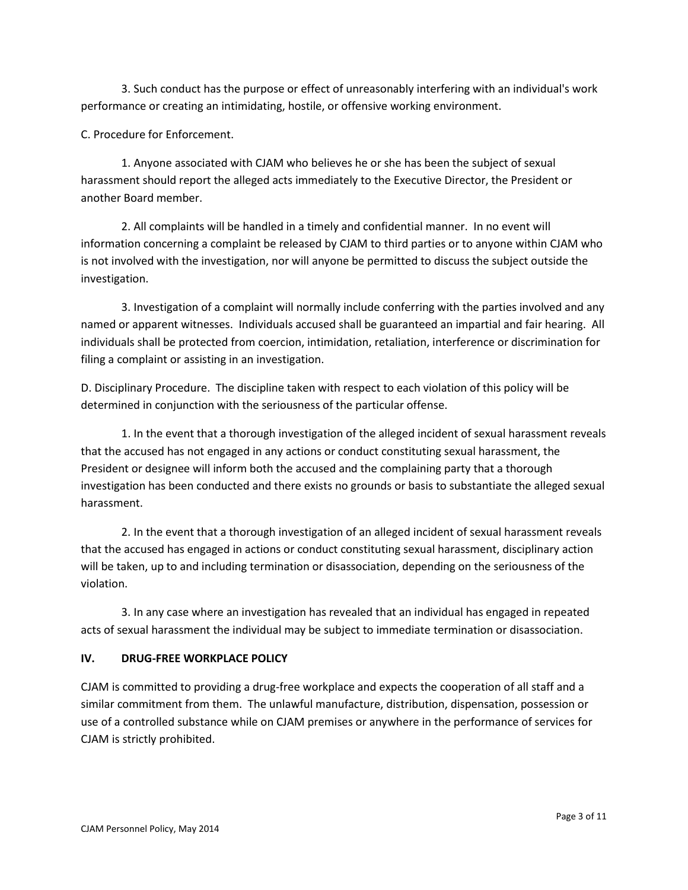3. Such conduct has the purpose or effect of unreasonably interfering with an individual's work performance or creating an intimidating, hostile, or offensive working environment.

C. Procedure for Enforcement.

1. Anyone associated with CJAM who believes he or she has been the subject of sexual harassment should report the alleged acts immediately to the Executive Director, the President or another Board member.

2. All complaints will be handled in a timely and confidential manner. In no event will information concerning a complaint be released by CJAM to third parties or to anyone within CJAM who is not involved with the investigation, nor will anyone be permitted to discuss the subject outside the investigation.

3. Investigation of a complaint will normally include conferring with the parties involved and any named or apparent witnesses. Individuals accused shall be guaranteed an impartial and fair hearing. All individuals shall be protected from coercion, intimidation, retaliation, interference or discrimination for filing a complaint or assisting in an investigation.

D. Disciplinary Procedure. The discipline taken with respect to each violation of this policy will be determined in conjunction with the seriousness of the particular offense.

1. In the event that a thorough investigation of the alleged incident of sexual harassment reveals that the accused has not engaged in any actions or conduct constituting sexual harassment, the President or designee will inform both the accused and the complaining party that a thorough investigation has been conducted and there exists no grounds or basis to substantiate the alleged sexual harassment.

2. In the event that a thorough investigation of an alleged incident of sexual harassment reveals that the accused has engaged in actions or conduct constituting sexual harassment, disciplinary action will be taken, up to and including termination or disassociation, depending on the seriousness of the violation.

3. In any case where an investigation has revealed that an individual has engaged in repeated acts of sexual harassment the individual may be subject to immediate termination or disassociation.

## IV. DRUG-FREE WORKPLACE POLICY

CJAM is committed to providing a drug-free workplace and expects the cooperation of all staff and a similar commitment from them. The unlawful manufacture, distribution, dispensation, possession or use of a controlled substance while on CJAM premises or anywhere in the performance of services for CJAM is strictly prohibited.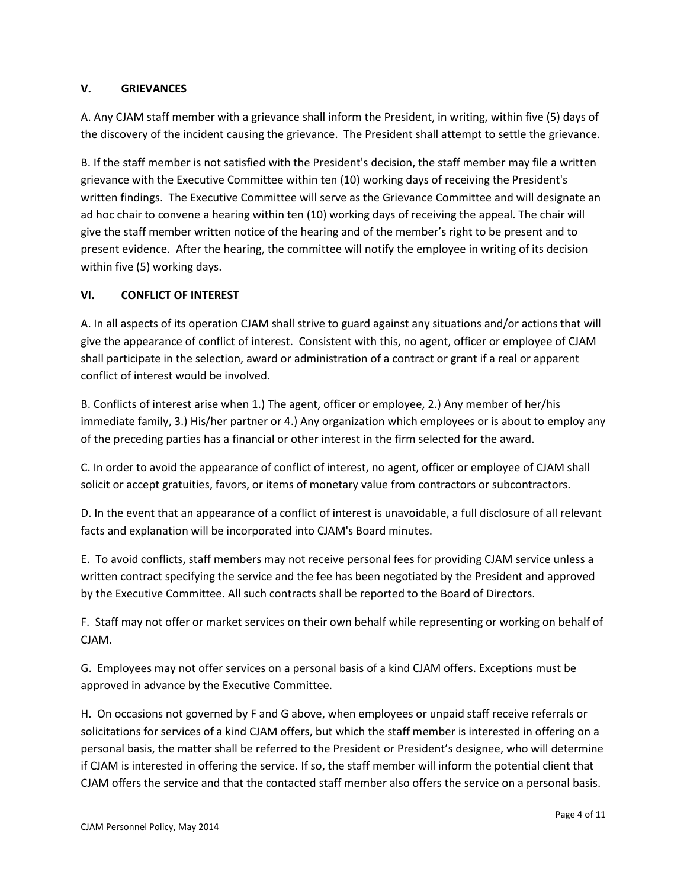## V. GRIEVANCES

A. Any CJAM staff member with a grievance shall inform the President, in writing, within five (5) days of the discovery of the incident causing the grievance. The President shall attempt to settle the grievance.

B. If the staff member is not satisfied with the President's decision, the staff member may file a written grievance with the Executive Committee within ten (10) working days of receiving the President's written findings. The Executive Committee will serve as the Grievance Committee and will designate an ad hoc chair to convene a hearing within ten (10) working days of receiving the appeal. The chair will give the staff member written notice of the hearing and of the member's right to be present and to present evidence. After the hearing, the committee will notify the employee in writing of its decision within five (5) working days.

## VI. CONFLICT OF INTEREST

A. In all aspects of its operation CJAM shall strive to guard against any situations and/or actions that will give the appearance of conflict of interest. Consistent with this, no agent, officer or employee of CJAM shall participate in the selection, award or administration of a contract or grant if a real or apparent conflict of interest would be involved.

B. Conflicts of interest arise when 1.) The agent, officer or employee, 2.) Any member of her/his immediate family, 3.) His/her partner or 4.) Any organization which employees or is about to employ any of the preceding parties has a financial or other interest in the firm selected for the award.

C. In order to avoid the appearance of conflict of interest, no agent, officer or employee of CJAM shall solicit or accept gratuities, favors, or items of monetary value from contractors or subcontractors.

D. In the event that an appearance of a conflict of interest is unavoidable, a full disclosure of all relevant facts and explanation will be incorporated into CJAM's Board minutes.

E. To avoid conflicts, staff members may not receive personal fees for providing CJAM service unless a written contract specifying the service and the fee has been negotiated by the President and approved by the Executive Committee. All such contracts shall be reported to the Board of Directors.

F. Staff may not offer or market services on their own behalf while representing or working on behalf of CJAM.

G. Employees may not offer services on a personal basis of a kind CJAM offers. Exceptions must be approved in advance by the Executive Committee.

H. On occasions not governed by F and G above, when employees or unpaid staff receive referrals or solicitations for services of a kind CJAM offers, but which the staff member is interested in offering on a personal basis, the matter shall be referred to the President or President's designee, who will determine if CJAM is interested in offering the service. If so, the staff member will inform the potential client that CJAM offers the service and that the contacted staff member also offers the service on a personal basis.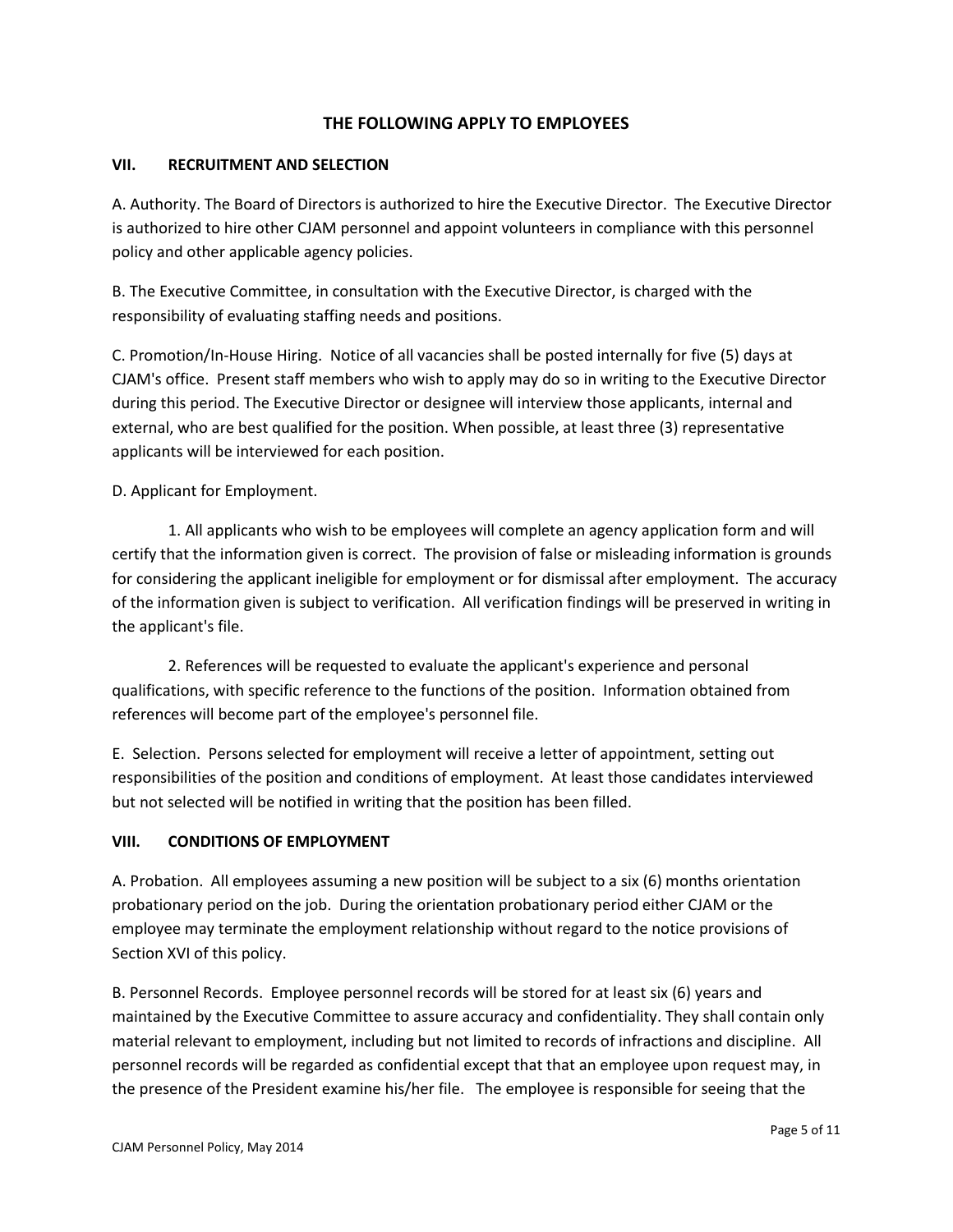## THE FOLLOWING APPLY TO EMPLOYEES

### VII. RECRUITMENT AND SELECTION

A. Authority. The Board of Directors is authorized to hire the Executive Director. The Executive Director is authorized to hire other CJAM personnel and appoint volunteers in compliance with this personnel policy and other applicable agency policies.

B. The Executive Committee, in consultation with the Executive Director, is charged with the responsibility of evaluating staffing needs and positions.

C. Promotion/In-House Hiring. Notice of all vacancies shall be posted internally for five (5) days at CJAM's office. Present staff members who wish to apply may do so in writing to the Executive Director during this period. The Executive Director or designee will interview those applicants, internal and external, who are best qualified for the position. When possible, at least three (3) representative applicants will be interviewed for each position.

D. Applicant for Employment.

1. All applicants who wish to be employees will complete an agency application form and will certify that the information given is correct. The provision of false or misleading information is grounds for considering the applicant ineligible for employment or for dismissal after employment. The accuracy of the information given is subject to verification. All verification findings will be preserved in writing in the applicant's file.

2. References will be requested to evaluate the applicant's experience and personal qualifications, with specific reference to the functions of the position. Information obtained from references will become part of the employee's personnel file.

E. Selection. Persons selected for employment will receive a letter of appointment, setting out responsibilities of the position and conditions of employment. At least those candidates interviewed but not selected will be notified in writing that the position has been filled.

### VIII. CONDITIONS OF EMPLOYMENT

A. Probation. All employees assuming a new position will be subject to a six (6) months orientation probationary period on the job. During the orientation probationary period either CJAM or the employee may terminate the employment relationship without regard to the notice provisions of Section XVI of this policy.

B. Personnel Records. Employee personnel records will be stored for at least six (6) years and maintained by the Executive Committee to assure accuracy and confidentiality. They shall contain only material relevant to employment, including but not limited to records of infractions and discipline. All personnel records will be regarded as confidential except that that an employee upon request may, in the presence of the President examine his/her file. The employee is responsible for seeing that the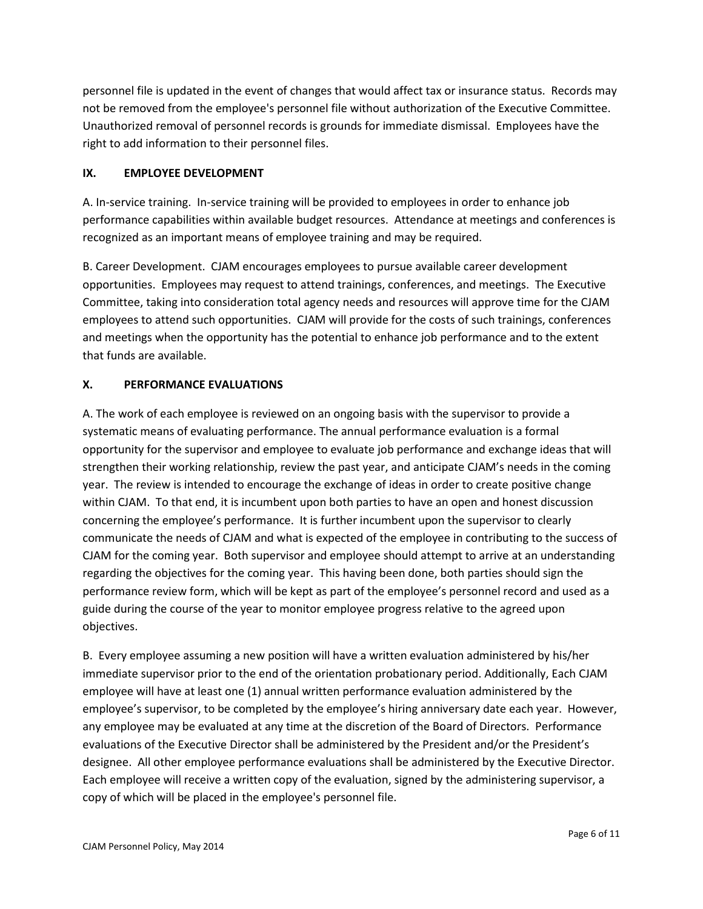personnel file is updated in the event of changes that would affect tax or insurance status. Records may not be removed from the employee's personnel file without authorization of the Executive Committee. Unauthorized removal of personnel records is grounds for immediate dismissal. Employees have the right to add information to their personnel files.

## IX. EMPLOYEE DEVELOPMENT

A. In-service training. In-service training will be provided to employees in order to enhance job performance capabilities within available budget resources. Attendance at meetings and conferences is recognized as an important means of employee training and may be required.

B. Career Development. CJAM encourages employees to pursue available career development opportunities. Employees may request to attend trainings, conferences, and meetings. The Executive Committee, taking into consideration total agency needs and resources will approve time for the CJAM employees to attend such opportunities. CJAM will provide for the costs of such trainings, conferences and meetings when the opportunity has the potential to enhance job performance and to the extent that funds are available.

## X. PERFORMANCE EVALUATIONS

A. The work of each employee is reviewed on an ongoing basis with the supervisor to provide a systematic means of evaluating performance. The annual performance evaluation is a formal opportunity for the supervisor and employee to evaluate job performance and exchange ideas that will strengthen their working relationship, review the past year, and anticipate CJAM's needs in the coming year. The review is intended to encourage the exchange of ideas in order to create positive change within CJAM. To that end, it is incumbent upon both parties to have an open and honest discussion concerning the employee's performance. It is further incumbent upon the supervisor to clearly communicate the needs of CJAM and what is expected of the employee in contributing to the success of CJAM for the coming year. Both supervisor and employee should attempt to arrive at an understanding regarding the objectives for the coming year. This having been done, both parties should sign the performance review form, which will be kept as part of the employee's personnel record and used as a guide during the course of the year to monitor employee progress relative to the agreed upon objectives.

B. Every employee assuming a new position will have a written evaluation administered by his/her immediate supervisor prior to the end of the orientation probationary period. Additionally, Each CJAM employee will have at least one (1) annual written performance evaluation administered by the employee's supervisor, to be completed by the employee's hiring anniversary date each year. However, any employee may be evaluated at any time at the discretion of the Board of Directors. Performance evaluations of the Executive Director shall be administered by the President and/or the President's designee. All other employee performance evaluations shall be administered by the Executive Director. Each employee will receive a written copy of the evaluation, signed by the administering supervisor, a copy of which will be placed in the employee's personnel file.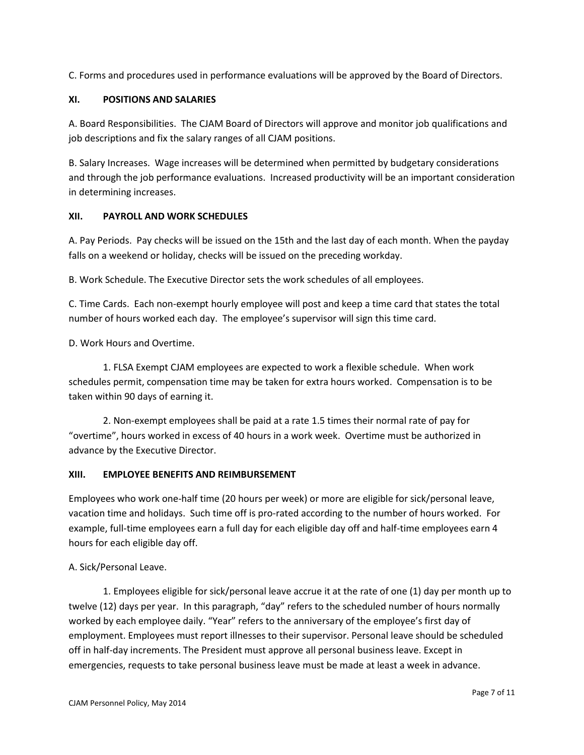C. Forms and procedures used in performance evaluations will be approved by the Board of Directors.

## XI. POSITIONS AND SALARIES

A. Board Responsibilities. The CJAM Board of Directors will approve and monitor job qualifications and job descriptions and fix the salary ranges of all CJAM positions.

B. Salary Increases. Wage increases will be determined when permitted by budgetary considerations and through the job performance evaluations. Increased productivity will be an important consideration in determining increases.

## XII. PAYROLL AND WORK SCHEDULES

A. Pay Periods. Pay checks will be issued on the 15th and the last day of each month. When the payday falls on a weekend or holiday, checks will be issued on the preceding workday.

B. Work Schedule. The Executive Director sets the work schedules of all employees.

C. Time Cards. Each non-exempt hourly employee will post and keep a time card that states the total number of hours worked each day. The employee's supervisor will sign this time card.

D. Work Hours and Overtime.

1. FLSA Exempt CJAM employees are expected to work a flexible schedule. When work schedules permit, compensation time may be taken for extra hours worked. Compensation is to be taken within 90 days of earning it.

2. Non-exempt employees shall be paid at a rate 1.5 times their normal rate of pay for "overtime", hours worked in excess of 40 hours in a work week. Overtime must be authorized in advance by the Executive Director.

## XIII. EMPLOYEE BENEFITS AND REIMBURSEMENT

Employees who work one-half time (20 hours per week) or more are eligible for sick/personal leave, vacation time and holidays. Such time off is pro-rated according to the number of hours worked. For example, full-time employees earn a full day for each eligible day off and half-time employees earn 4 hours for each eligible day off.

A. Sick/Personal Leave.

1. Employees eligible for sick/personal leave accrue it at the rate of one (1) day per month up to twelve (12) days per year. In this paragraph, "day" refers to the scheduled number of hours normally worked by each employee daily. "Year" refers to the anniversary of the employee's first day of employment. Employees must report illnesses to their supervisor. Personal leave should be scheduled off in half-day increments. The President must approve all personal business leave. Except in emergencies, requests to take personal business leave must be made at least a week in advance.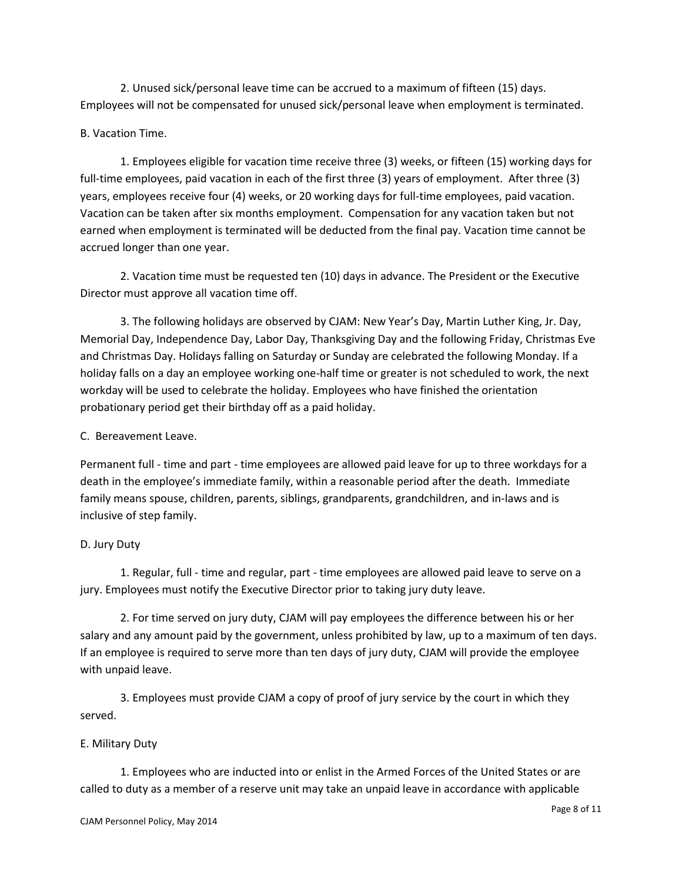2. Unused sick/personal leave time can be accrued to a maximum of fifteen (15) days. Employees will not be compensated for unused sick/personal leave when employment is terminated.

B. Vacation Time.

1. Employees eligible for vacation time receive three (3) weeks, or fifteen (15) working days for full-time employees, paid vacation in each of the first three (3) years of employment. After three (3) years, employees receive four (4) weeks, or 20 working days for full-time employees, paid vacation. Vacation can be taken after six months employment. Compensation for any vacation taken but not earned when employment is terminated will be deducted from the final pay. Vacation time cannot be accrued longer than one year.

2. Vacation time must be requested ten (10) days in advance. The President or the Executive Director must approve all vacation time off.

3. The following holidays are observed by CJAM: New Year's Day, Martin Luther King, Jr. Day, Memorial Day, Independence Day, Labor Day, Thanksgiving Day and the following Friday, Christmas Eve and Christmas Day. Holidays falling on Saturday or Sunday are celebrated the following Monday. If a holiday falls on a day an employee working one-half time or greater is not scheduled to work, the next workday will be used to celebrate the holiday. Employees who have finished the orientation probationary period get their birthday off as a paid holiday.

C. Bereavement Leave.

Permanent full - time and part - time employees are allowed paid leave for up to three workdays for a death in the employee's immediate family, within a reasonable period after the death. Immediate family means spouse, children, parents, siblings, grandparents, grandchildren, and in-laws and is inclusive of step family.

D. Jury Duty

1. Regular, full - time and regular, part - time employees are allowed paid leave to serve on a jury. Employees must notify the Executive Director prior to taking jury duty leave.

2. For time served on jury duty, CJAM will pay employees the difference between his or her salary and any amount paid by the government, unless prohibited by law, up to a maximum of ten days. If an employee is required to serve more than ten days of jury duty, CJAM will provide the employee with unpaid leave.

3. Employees must provide CJAM a copy of proof of jury service by the court in which they served.

E. Military Duty

1. Employees who are inducted into or enlist in the Armed Forces of the United States or are called to duty as a member of a reserve unit may take an unpaid leave in accordance with applicable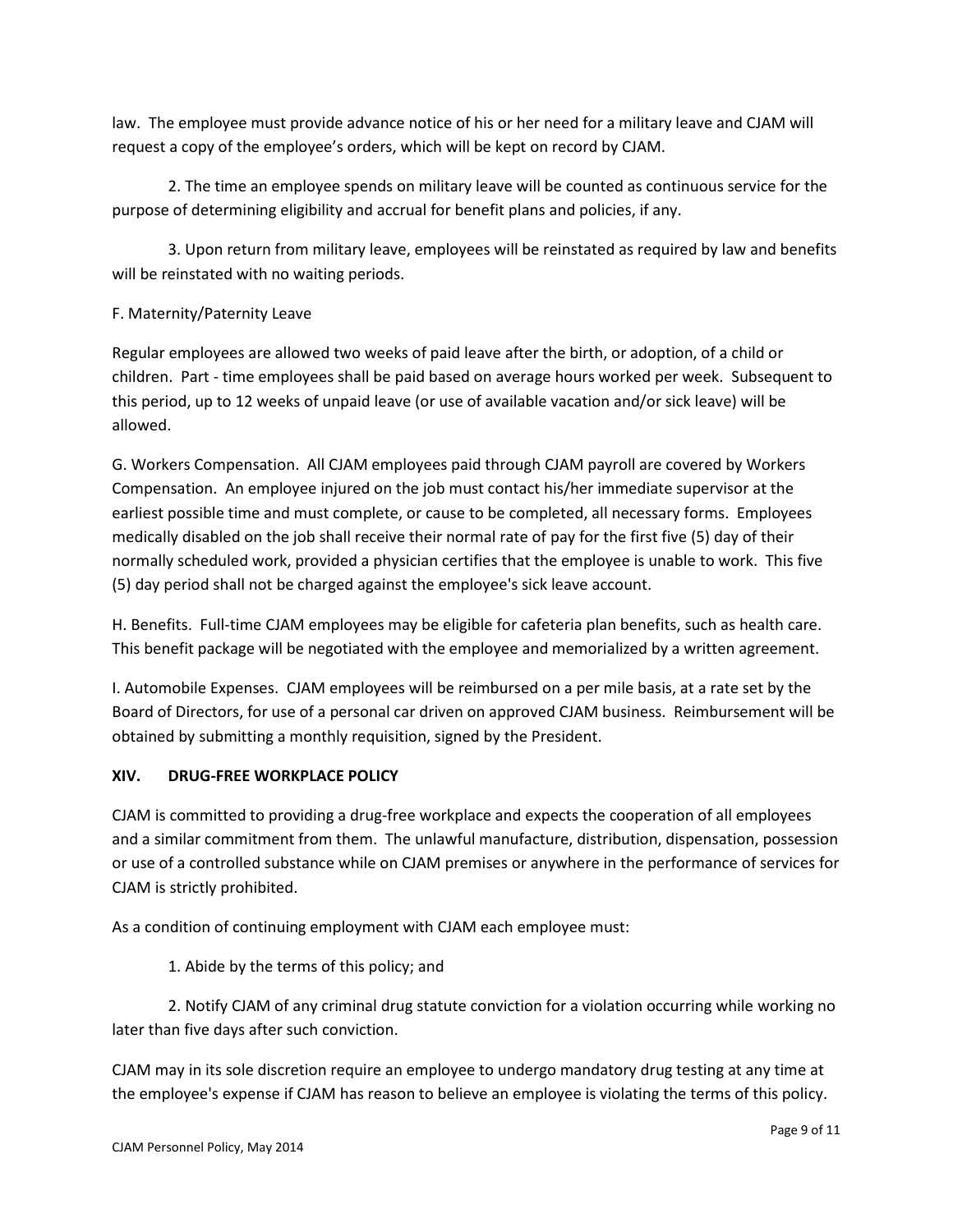law. The employee must provide advance notice of his or her need for a military leave and CJAM will request a copy of the employee's orders, which will be kept on record by CJAM.

2. The time an employee spends on military leave will be counted as continuous service for the purpose of determining eligibility and accrual for benefit plans and policies, if any.

3. Upon return from military leave, employees will be reinstated as required by law and benefits will be reinstated with no waiting periods.

F. Maternity/Paternity Leave

Regular employees are allowed two weeks of paid leave after the birth, or adoption, of a child or children. Part - time employees shall be paid based on average hours worked per week. Subsequent to this period, up to 12 weeks of unpaid leave (or use of available vacation and/or sick leave) will be allowed.

G. Workers Compensation. All CJAM employees paid through CJAM payroll are covered by Workers Compensation. An employee injured on the job must contact his/her immediate supervisor at the earliest possible time and must complete, or cause to be completed, all necessary forms. Employees medically disabled on the job shall receive their normal rate of pay for the first five (5) day of their normally scheduled work, provided a physician certifies that the employee is unable to work. This five (5) day period shall not be charged against the employee's sick leave account.

H. Benefits. Full-time CJAM employees may be eligible for cafeteria plan benefits, such as health care. This benefit package will be negotiated with the employee and memorialized by a written agreement.

I. Automobile Expenses. CJAM employees will be reimbursed on a per mile basis, at a rate set by the Board of Directors, for use of a personal car driven on approved CJAM business. Reimbursement will be obtained by submitting a monthly requisition, signed by the President.

## XIV. DRUG-FREE WORKPLACE POLICY

CJAM is committed to providing a drug-free workplace and expects the cooperation of all employees and a similar commitment from them. The unlawful manufacture, distribution, dispensation, possession or use of a controlled substance while on CJAM premises or anywhere in the performance of services for CJAM is strictly prohibited.

As a condition of continuing employment with CJAM each employee must:

1. Abide by the terms of this policy; and

2. Notify CJAM of any criminal drug statute conviction for a violation occurring while working no later than five days after such conviction.

CJAM may in its sole discretion require an employee to undergo mandatory drug testing at any time at the employee's expense if CJAM has reason to believe an employee is violating the terms of this policy.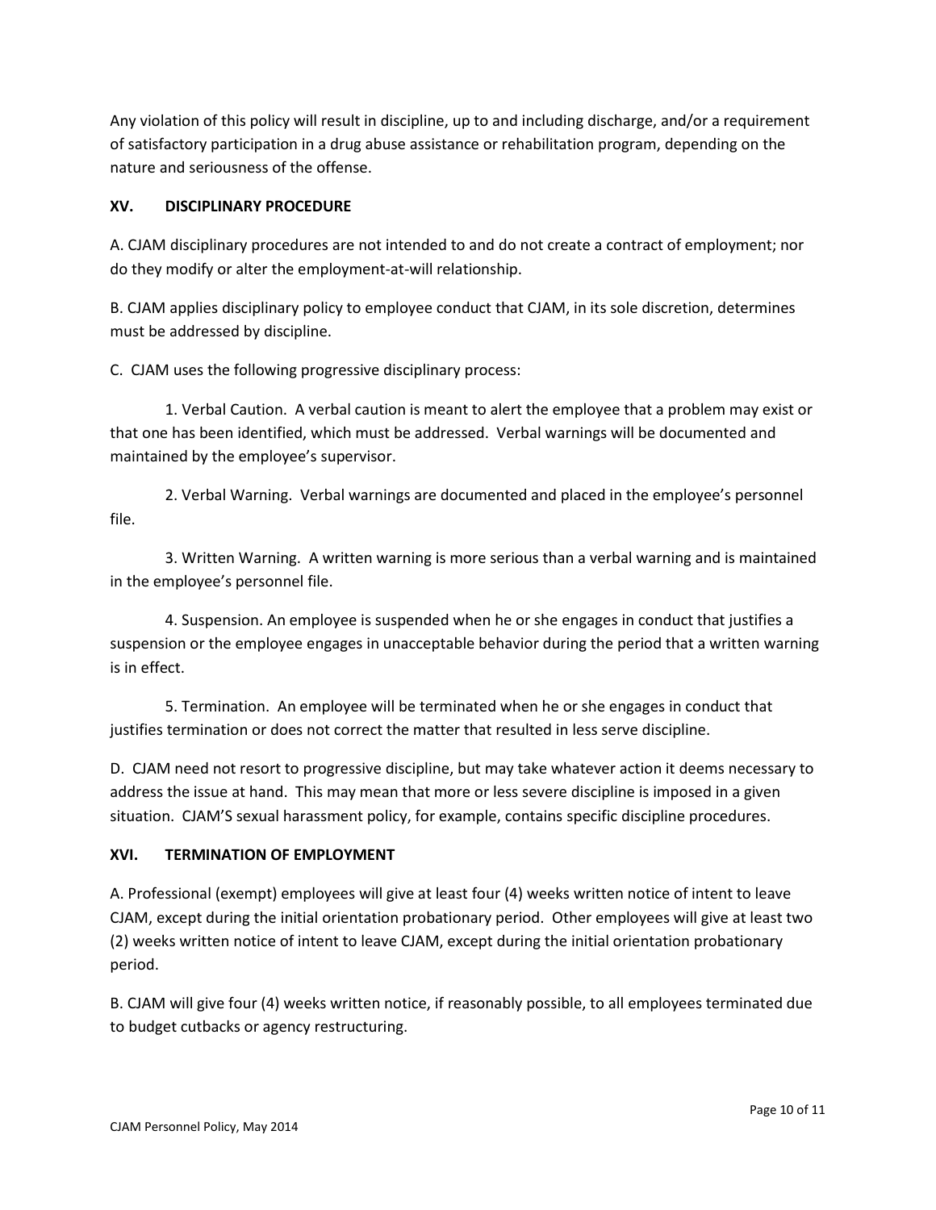Any violation of this policy will result in discipline, up to and including discharge, and/or a requirement of satisfactory participation in a drug abuse assistance or rehabilitation program, depending on the nature and seriousness of the offense.

## XV. DISCIPLINARY PROCEDURE

A. CJAM disciplinary procedures are not intended to and do not create a contract of employment; nor do they modify or alter the employment-at-will relationship.

B. CJAM applies disciplinary policy to employee conduct that CJAM, in its sole discretion, determines must be addressed by discipline.

C. CJAM uses the following progressive disciplinary process:

1. Verbal Caution. A verbal caution is meant to alert the employee that a problem may exist or that one has been identified, which must be addressed. Verbal warnings will be documented and maintained by the employee's supervisor.

2. Verbal Warning. Verbal warnings are documented and placed in the employee's personnel file.

3. Written Warning. A written warning is more serious than a verbal warning and is maintained in the employee's personnel file.

4. Suspension. An employee is suspended when he or she engages in conduct that justifies a suspension or the employee engages in unacceptable behavior during the period that a written warning is in effect.

5. Termination. An employee will be terminated when he or she engages in conduct that justifies termination or does not correct the matter that resulted in less serve discipline.

D. CJAM need not resort to progressive discipline, but may take whatever action it deems necessary to address the issue at hand. This may mean that more or less severe discipline is imposed in a given situation. CJAM'S sexual harassment policy, for example, contains specific discipline procedures.

## XVI. TERMINATION OF EMPLOYMENT

A. Professional (exempt) employees will give at least four (4) weeks written notice of intent to leave CJAM, except during the initial orientation probationary period. Other employees will give at least two (2) weeks written notice of intent to leave CJAM, except during the initial orientation probationary period.

B. CJAM will give four (4) weeks written notice, if reasonably possible, to all employees terminated due to budget cutbacks or agency restructuring.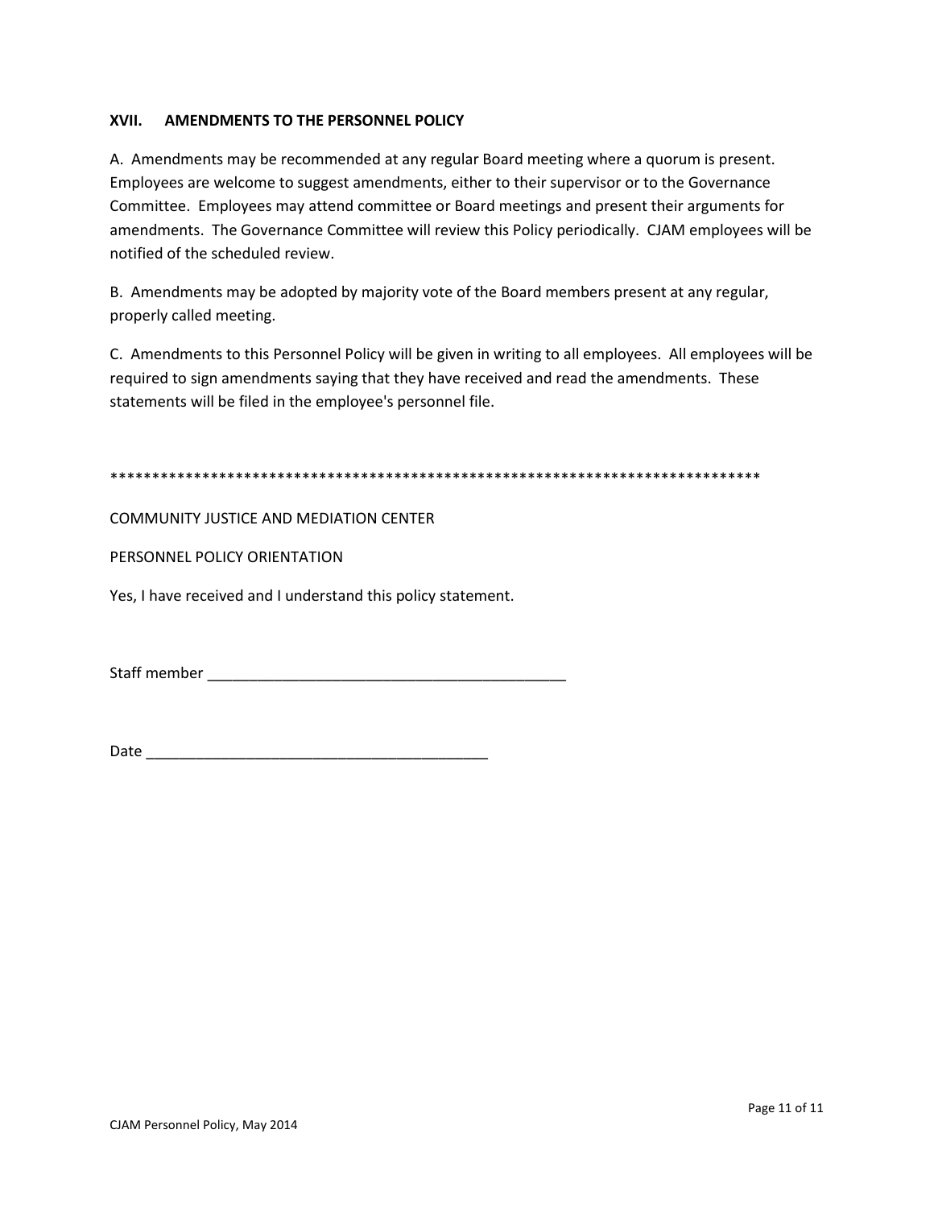## XVII. AMENDMENTS TO THE PERSONNEL POLICY

A. Amendments may be recommended at any regular Board meeting where a quorum is present. Employees are welcome to suggest amendments, either to their supervisor or to the Governance Committee. Employees may attend committee or Board meetings and present their arguments for amendments. The Governance Committee will review this Policy periodically. CJAM employees will be notified of the scheduled review.

B. Amendments may be adopted by majority vote of the Board members present at any regular, properly called meeting.

C. Amendments to this Personnel Policy will be given in writing to all employees. All employees will be required to sign amendments saying that they have received and read the amendments. These statements will be filed in the employee's personnel file.

********************************************************************************

COMMUNITY JUSTICE AND MEDIATION CENTER

PERSONNEL POLICY ORIENTATION

Yes, I have received and I understand this policy statement.

Staff member ____________________________________________

Date __________________________________________